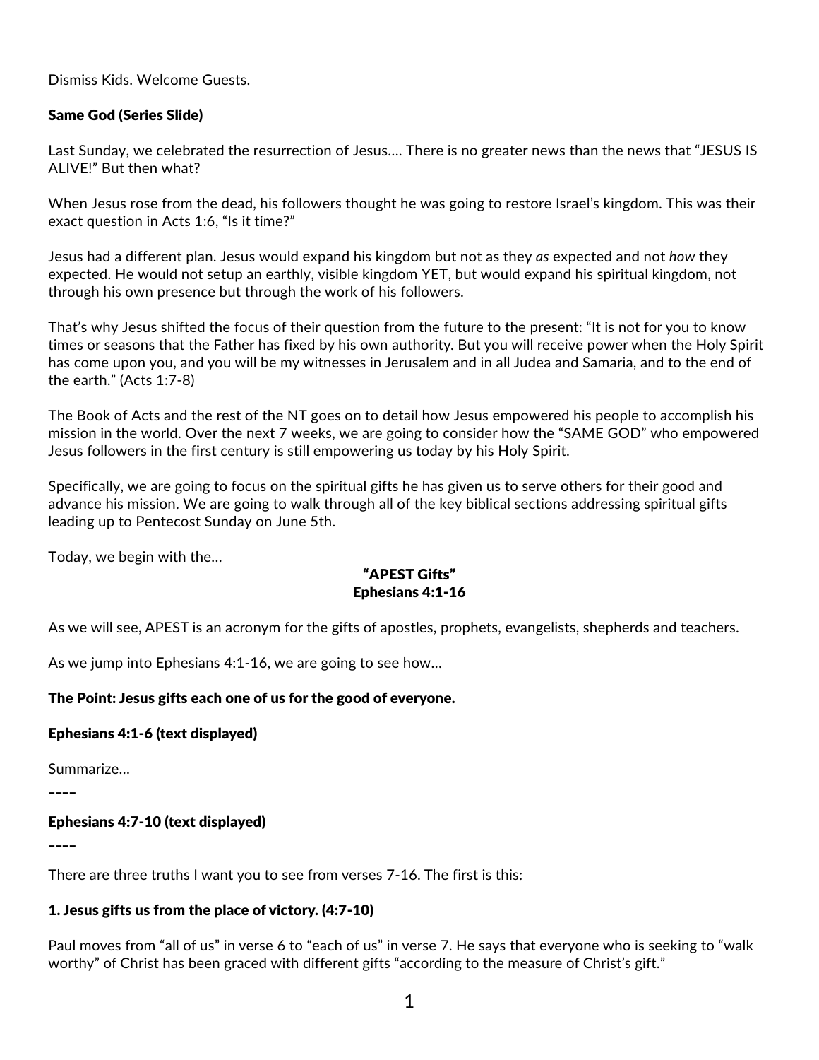Dismiss Kids. Welcome Guests.

**Same God (Series Slide)**

Last Sunday, we celebrated the resurrection of Jesus…. There is no greater news than the news that "JESUS IS ALIVE!" But then what?

When Jesus rose from the dead, his followers thought he was going to restore Israel's kingdom. This was their exact question in Acts 1:6, "Is it time?"

Jesus had a different plan. Jesus would expand his kingdom but not as they *as* expected and not *how* they expected. He would not setup an earthly, visible kingdom YET, but would expand his spiritual kingdom, not through his own presence but through the work of his followers.

That's why Jesus shifted the focus of their question from the future to the present: "It is not for you to know times or seasons that the Father has fixed by his own authority. But you will receive power when the Holy Spirit has come upon you, and you will be my witnesses in Jerusalem and in all Judea and Samaria, and to the end of the earth." (Acts 1:7-8)

The Book of Acts and the rest of the NT goes on to detail how Jesus empowered his people to accomplish his mission in the world. Over the next 7 weeks, we are going to consider how the "SAME GOD" who empowered Jesus followers in the first century is still empowering us today by his Holy Spirit.

Specifically, we are going to focus on the spiritual gifts he has given us to serve others for their good and advance his mission. We are going to walk through all of the key biblical sections addressing spiritual gifts leading up to Pentecost Sunday on June 5th.

Today, we begin with the…

**"APEST Gifts"**
**Ephesians 4:1-16**

As we will see, APEST is an acronym for the gifts of apostles, prophets, evangelists, shepherds and teachers.

As we jump into Ephesians 4:1-16, we are going to see how…

**The Point: Jesus gifts each one of us for the good of everyone.**

**Ephesians 4:1-6 (text displayed)**

Summarize…

----

**Ephesians 4:7-10 (text displayed)**

----

There are three truths I want you to see from verses 7-16. The first is this:

**1. Jesus gifts us from the place of victory. (4:7-10)**

Paul moves from "all of us" in verse 6 to "each of us" in verse 7. He says that everyone who is seeking to "walk worthy" of Christ has been graced with different gifts "according to the measure of Christ's gift."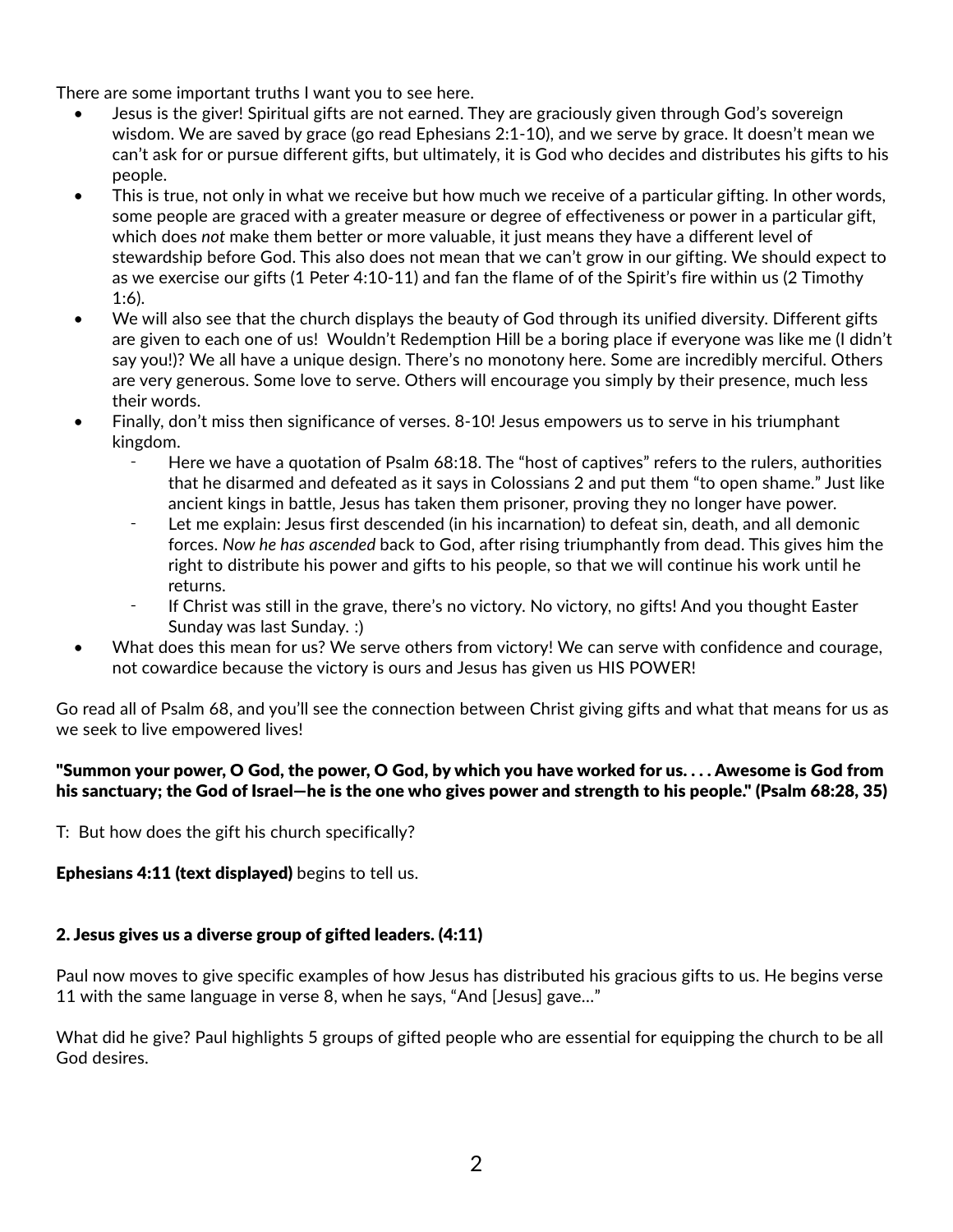There are some important truths I want you to see here.

- Jesus is the giver! Spiritual gifts are not earned. They are graciously given through God's sovereign wisdom. We are saved by grace (go read Ephesians 2:1-10), and we serve by grace. It doesn't mean we can't ask for or pursue different gifts, but ultimately, it is God who decides and distributes his gifts to his people.
- This is true, not only in what we receive but how much we receive of a particular gifting. In other words, some people are graced with a greater measure or degree of effectiveness or power in a particular gift, which does *not* make them better or more valuable, it just means they have a different level of stewardship before God. This also does not mean that we can't grow in our gifting. We should expect to as we exercise our gifts (1 Peter 4:10-11) and fan the flame of of the Spirit's fire within us (2 Timothy 1:6).
- We will also see that the church displays the beauty of God through its unified diversity. Different gifts are given to each one of us! Wouldn't Redemption Hill be a boring place if everyone was like me (I didn't say you!)? We all have a unique design. There's no monotony here. Some are incredibly merciful. Others are very generous. Some love to serve. Others will encourage you simply by their presence, much less their words.
- Finally, don't miss then significance of verses. 8-10! Jesus empowers us to serve in his triumphant kingdom.
  - Here we have a quotation of Psalm 68:18. The "host of captives" refers to the rulers, authorities that he disarmed and defeated as it says in Colossians 2 and put them "to open shame." Just like ancient kings in battle, Jesus has taken them prisoner, proving they no longer have power.
  - Let me explain: Jesus first descended (in his incarnation) to defeat sin, death, and all demonic forces. *Now he has ascended* back to God, after rising triumphantly from dead. This gives him the right to distribute his power and gifts to his people, so that we will continue his work until he returns.
  - If Christ was still in the grave, there's no victory. No victory, no gifts! And you thought Easter Sunday was last Sunday. :)
- What does this mean for us? We serve others from victory! We can serve with confidence and courage, not cowardice because the victory is ours and Jesus has given us HIS POWER!

Go read all of Psalm 68, and you'll see the connection between Christ giving gifts and what that means for us as we seek to live empowered lives!

**"Summon your power, O God, the power, O God, by which you have worked for us. . . . Awesome is God from his sanctuary; the God of Israel—he is the one who gives power and strength to his people." (Psalm 68:28, 35)**

T: But how does the gift his church specifically?

**Ephesians 4:11 (text displayed)** begins to tell us.

### 2. Jesus gives us a diverse group of gifted leaders. (4:11)

Paul now moves to give specific examples of how Jesus has distributed his gracious gifts to us. He begins verse 11 with the same language in verse 8, when he says, "And [Jesus] gave…"

What did he give? Paul highlights 5 groups of gifted people who are essential for equipping the church to be all God desires.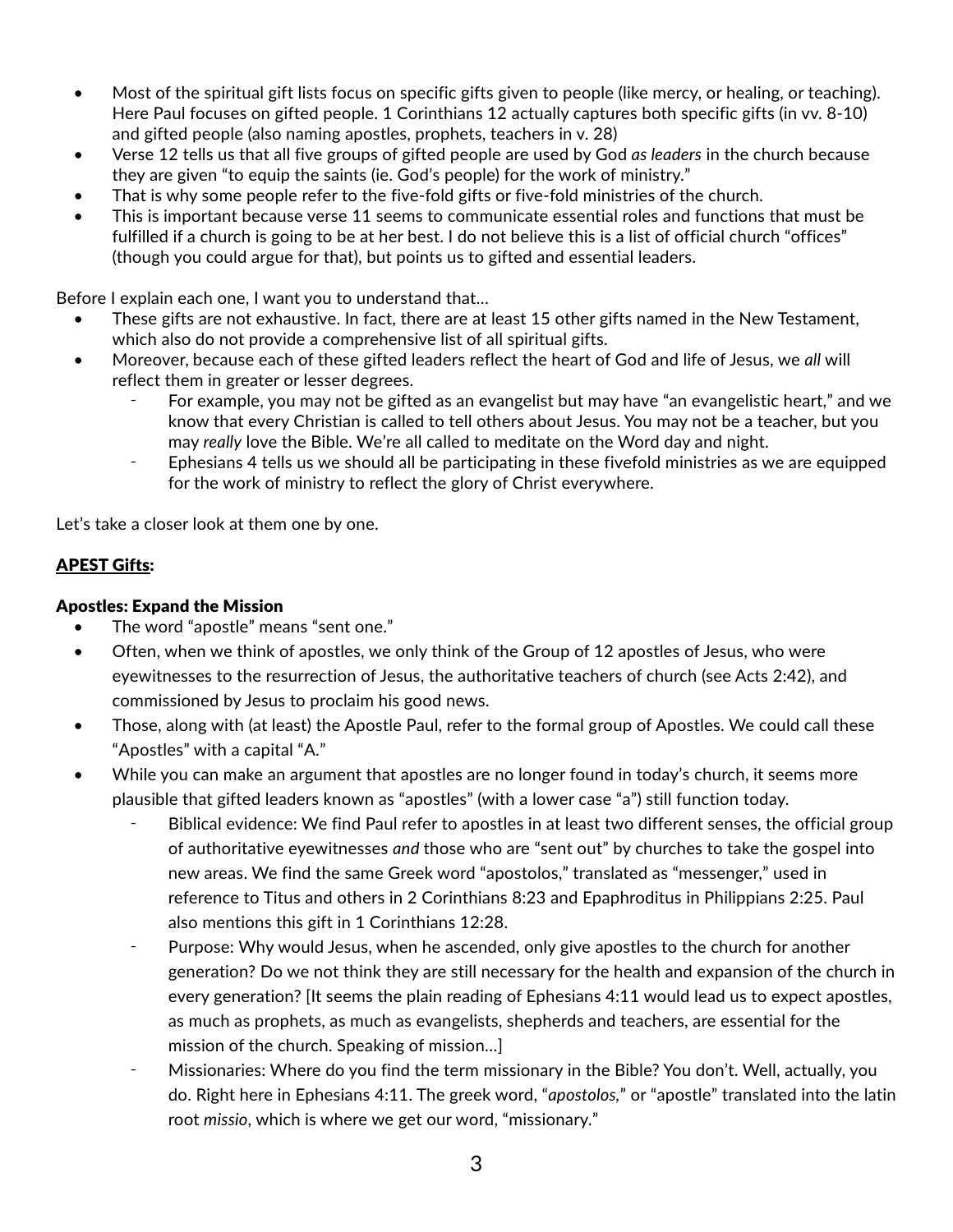- Most of the spiritual gift lists focus on specific gifts given to people (like mercy, or healing, or teaching). Here Paul focuses on gifted people. 1 Corinthians 12 actually captures both specific gifts (in vv. 8-10) and gifted people (also naming apostles, prophets, teachers in v. 28)
- Verse 12 tells us that all five groups of gifted people are used by God *as leaders* in the church because they are given "to equip the saints (ie. God's people) for the work of ministry."
- That is why some people refer to the five-fold gifts or five-fold ministries of the church.
- This is important because verse 11 seems to communicate essential roles and functions that must be fulfilled if a church is going to be at her best. I do not believe this is a list of official church "offices" (though you could argue for that), but points us to gifted and essential leaders.

Before I explain each one, I want you to understand that...

- These gifts are not exhaustive. In fact, there are at least 15 other gifts named in the New Testament, which also do not provide a comprehensive list of all spiritual gifts.
- Moreover, because each of these gifted leaders reflect the heart of God and life of Jesus, we *all* will reflect them in greater or lesser degrees.
  - For example, you may not be gifted as an evangelist but may have "an evangelistic heart," and we know that every Christian is called to tell others about Jesus. You may not be a teacher, but you may *really* love the Bible. We're all called to meditate on the Word day and night.
  - Ephesians 4 tells us we should all be participating in these fivefold ministries as we are equipped for the work of ministry to reflect the glory of Christ everywhere.

Let's take a closer look at them one by one.

**<u>APEST Gifts</u>:**

### Apostles: Expand the Mission

- The word "apostle" means "sent one."
- Often, when we think of apostles, we only think of the Group of 12 apostles of Jesus, who were eyewitnesses to the resurrection of Jesus, the authoritative teachers of church (see Acts 2:42), and commissioned by Jesus to proclaim his good news.
- Those, along with (at least) the Apostle Paul, refer to the formal group of Apostles. We could call these "Apostles" with a capital "A."
- While you can make an argument that apostles are no longer found in today's church, it seems more plausible that gifted leaders known as "apostles" (with a lower case "a") still function today.
  - Biblical evidence: We find Paul refer to apostles in at least two different senses, the official group of authoritative eyewitnesses *and* those who are "sent out" by churches to take the gospel into new areas. We find the same Greek word "apostolos," translated as "messenger," used in reference to Titus and others in 2 Corinthians 8:23 and Epaphroditus in Philippians 2:25. Paul also mentions this gift in 1 Corinthians 12:28.
  - Purpose: Why would Jesus, when he ascended, only give apostles to the church for another generation? Do we not think they are still necessary for the health and expansion of the church in every generation? [It seems the plain reading of Ephesians 4:11 would lead us to expect apostles, as much as prophets, as much as evangelists, shepherds and teachers, are essential for the mission of the church. Speaking of mission...]
  - Missionaries: Where do you find the term missionary in the Bible? You don't. Well, actually, you do. Right here in Ephesians 4:11. The greek word, "*apostolos*," or "apostle" translated into the latin root *missio*, which is where we get our word, "missionary."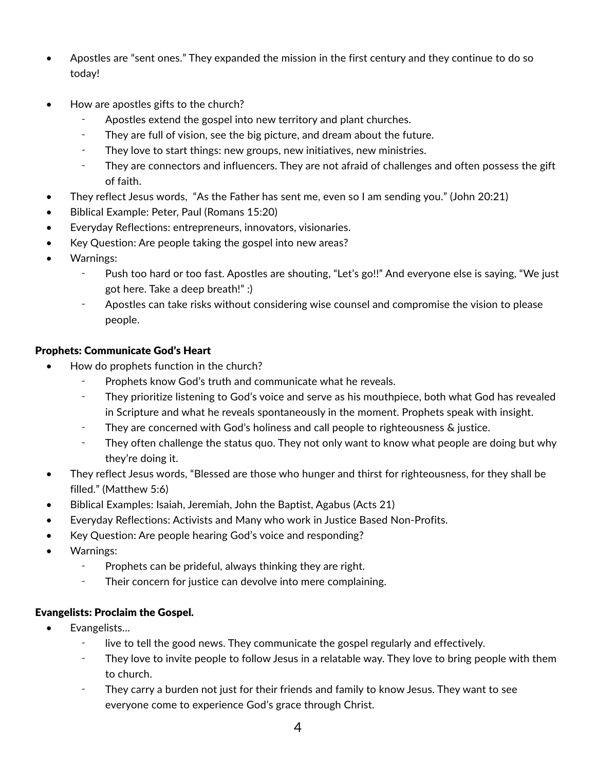- Apostles are "sent ones." They expanded the mission in the first century and they continue to do so today!

- How are apostles gifts to the church?
  - Apostles extend the gospel into new territory and plant churches.
  - They are full of vision, see the big picture, and dream about the future.
  - They love to start things: new groups, new initiatives, new ministries.
  - They are connectors and influencers. They are not afraid of challenges and often possess the gift of faith.
- They reflect Jesus words, "As the Father has sent me, even so I am sending you." (John 20:21)
- Biblical Example: Peter, Paul (Romans 15:20)
- Everyday Reflections: entrepreneurs, innovators, visionaries.
- Key Question: Are people taking the gospel into new areas?
- Warnings:
  - Push too hard or too fast. Apostles are shouting, "Let's go!!" And everyone else is saying, "We just got here. Take a deep breath!" :)
  - Apostles can take risks without considering wise counsel and compromise the vision to please people.

**Prophets: Communicate God's Heart**

- How do prophets function in the church?
  - Prophets know God's truth and communicate what he reveals.
  - They prioritize listening to God's voice and serve as his mouthpiece, both what God has revealed in Scripture and what he reveals spontaneously in the moment. Prophets speak with insight.
  - They are concerned with God's holiness and call people to righteousness & justice.
  - They often challenge the status quo. They not only want to know what people are doing but why they're doing it.
- They reflect Jesus words, "Blessed are those who hunger and thirst for righteousness, for they shall be filled." (Matthew 5:6)
- Biblical Examples: Isaiah, Jeremiah, John the Baptist, Agabus (Acts 21)
- Everyday Reflections: Activists and Many who work in Justice Based Non-Profits.
- Key Question: Are people hearing God's voice and responding?
- Warnings:
  - Prophets can be prideful, always thinking they are right.
  - Their concern for justice can devolve into mere complaining.

**Evangelists: Proclaim the Gospel.**

- Evangelists…
  - live to tell the good news. They communicate the gospel regularly and effectively.
  - They love to invite people to follow Jesus in a relatable way. They love to bring people with them to church.
  - They carry a burden not just for their friends and family to know Jesus. They want to see everyone come to experience God's grace through Christ.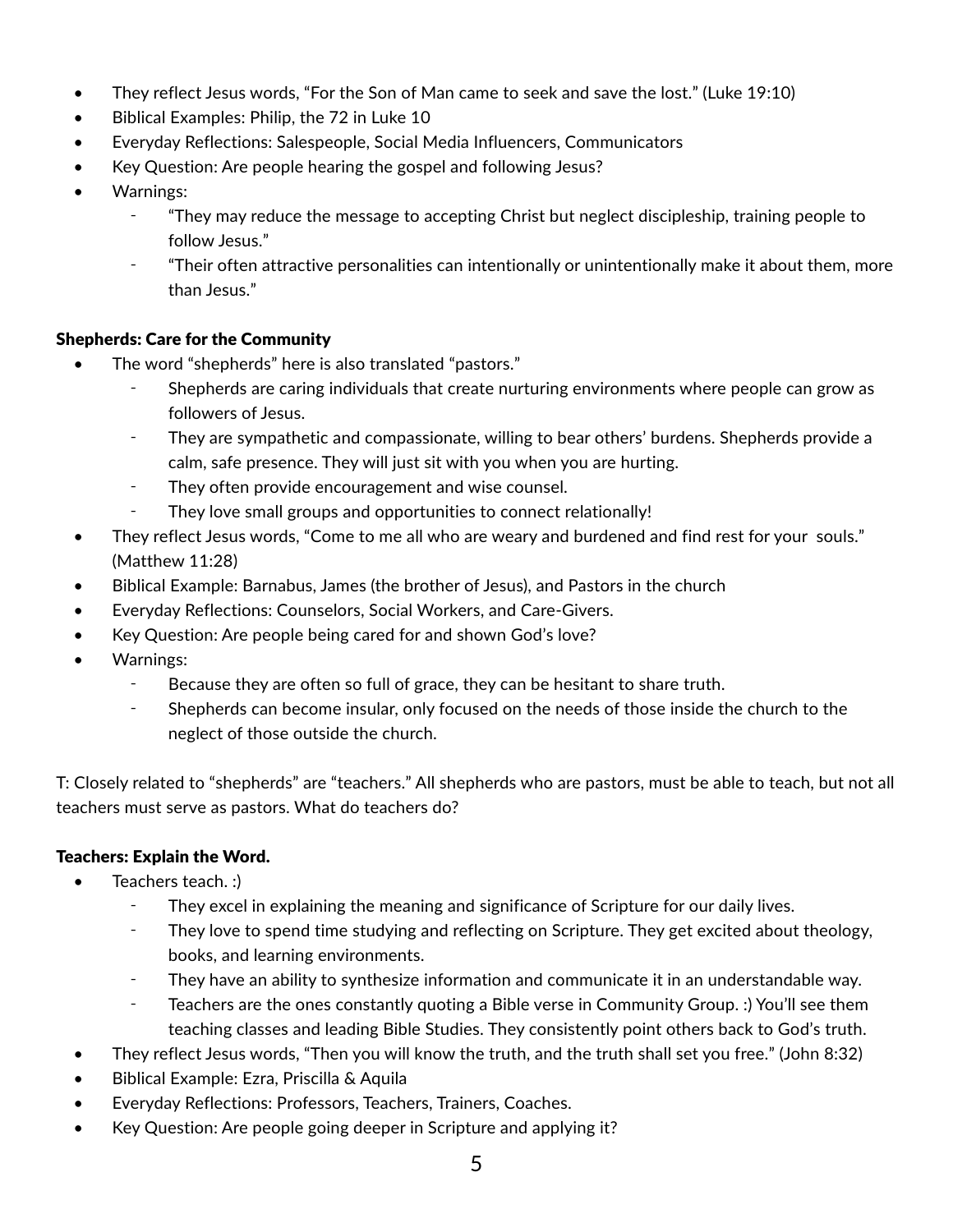- They reflect Jesus words, "For the Son of Man came to seek and save the lost." (Luke 19:10)
- Biblical Examples: Philip, the 72 in Luke 10
- Everyday Reflections: Salespeople, Social Media Influencers, Communicators
- Key Question: Are people hearing the gospel and following Jesus?
- Warnings:
  - "They may reduce the message to accepting Christ but neglect discipleship, training people to follow Jesus."
  - "Their often attractive personalities can intentionally or unintentionally make it about them, more than Jesus."

**Shepherds: Care for the Community**

- The word "shepherds" here is also translated "pastors."
  - Shepherds are caring individuals that create nurturing environments where people can grow as followers of Jesus.
  - They are sympathetic and compassionate, willing to bear others' burdens. Shepherds provide a calm, safe presence. They will just sit with you when you are hurting.
  - They often provide encouragement and wise counsel.
  - They love small groups and opportunities to connect relationally!
- They reflect Jesus words, "Come to me all who are weary and burdened and find rest for your souls." (Matthew 11:28)
- Biblical Example: Barnabus, James (the brother of Jesus), and Pastors in the church
- Everyday Reflections: Counselors, Social Workers, and Care-Givers.
- Key Question: Are people being cared for and shown God's love?
- Warnings:
  - Because they are often so full of grace, they can be hesitant to share truth.
  - Shepherds can become insular, only focused on the needs of those inside the church to the neglect of those outside the church.

T: Closely related to "shepherds" are "teachers." All shepherds who are pastors, must be able to teach, but not all teachers must serve as pastors. What do teachers do?

**Teachers: Explain the Word.**

- Teachers teach. :)
  - They excel in explaining the meaning and significance of Scripture for our daily lives.
  - They love to spend time studying and reflecting on Scripture. They get excited about theology, books, and learning environments.
  - They have an ability to synthesize information and communicate it in an understandable way.
  - Teachers are the ones constantly quoting a Bible verse in Community Group. :) You'll see them teaching classes and leading Bible Studies. They consistently point others back to God's truth.
- They reflect Jesus words, "Then you will know the truth, and the truth shall set you free." (John 8:32)
- Biblical Example: Ezra, Priscilla & Aquila
- Everyday Reflections: Professors, Teachers, Trainers, Coaches.
- Key Question: Are people going deeper in Scripture and applying it?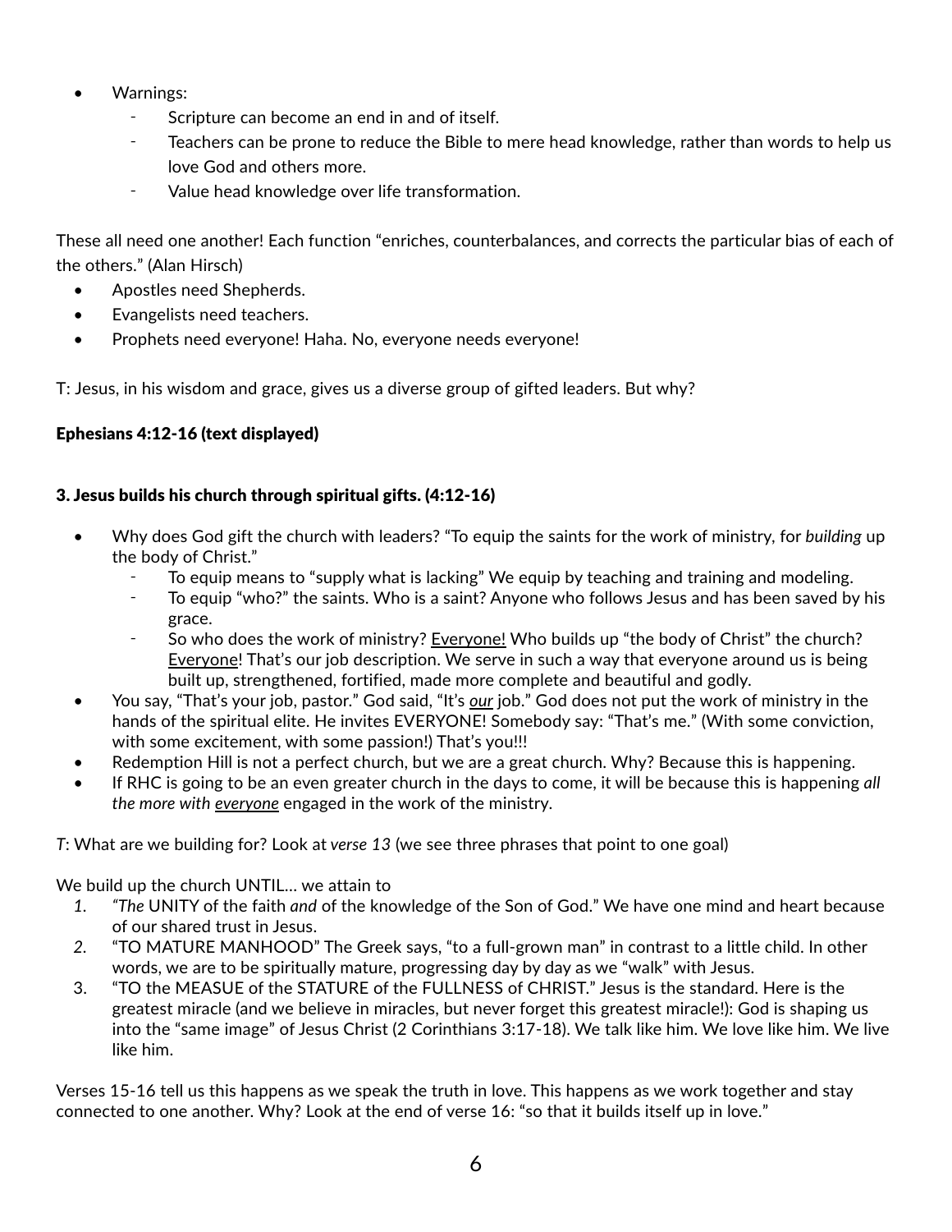- Warnings:
  - Scripture can become an end in and of itself.
  - Teachers can be prone to reduce the Bible to mere head knowledge, rather than words to help us love God and others more.
  - Value head knowledge over life transformation.

These all need one another! Each function "enriches, counterbalances, and corrects the particular bias of each of the others." (Alan Hirsch)

- Apostles need Shepherds.
- Evangelists need teachers.
- Prophets need everyone! Haha. No, everyone needs everyone!

T: Jesus, in his wisdom and grace, gives us a diverse group of gifted leaders. But why?

**Ephesians 4:12-16 (text displayed)**

**3. Jesus builds his church through spiritual gifts. (4:12-16)**

- Why does God gift the church with leaders? "To equip the saints for the work of ministry, for *building* up the body of Christ."
  - To equip means to "supply what is lacking" We equip by teaching and training and modeling.
  - To equip "who?" the saints. Who is a saint? Anyone who follows Jesus and has been saved by his grace.
  - So who does the work of ministry? <u>Everyone!</u> Who builds up "the body of Christ" the church? <u>Everyone</u>! That's our job description. We serve in such a way that everyone around us is being built up, strengthened, fortified, made more complete and beautiful and godly.
- You say, "That's your job, pastor." God said, "It's ***<u>our</u>*** job." God does not put the work of ministry in the hands of the spiritual elite. He invites EVERYONE! Somebody say: "That's me." (With some conviction, with some excitement, with some passion!) That's you!!!
- Redemption Hill is not a perfect church, but we are a great church. Why? Because this is happening.
- If RHC is going to be an even greater church in the days to come, it will be because this is happening *all the more with <u>everyone</u>* engaged in the work of the ministry.

*T*: What are we building for? Look at *verse 13* (we see three phrases that point to one goal)

We build up the church UNTIL… we attain to

1. *"The* UNITY of the faith *and* of the knowledge of the Son of God." We have one mind and heart because of our shared trust in Jesus.
2. "TO MATURE MANHOOD" The Greek says, "to a full-grown man" in contrast to a little child. In other words, we are to be spiritually mature, progressing day by day as we "walk" with Jesus.
3. "TO the MEASUE of the STATURE of the FULLNESS of CHRIST." Jesus is the standard. Here is the greatest miracle (and we believe in miracles, but never forget this greatest miracle!): God is shaping us into the "same image" of Jesus Christ (2 Corinthians 3:17-18). We talk like him. We love like him. We live like him.

Verses 15-16 tell us this happens as we speak the truth in love. This happens as we work together and stay connected to one another. Why? Look at the end of verse 16: "so that it builds itself up in love."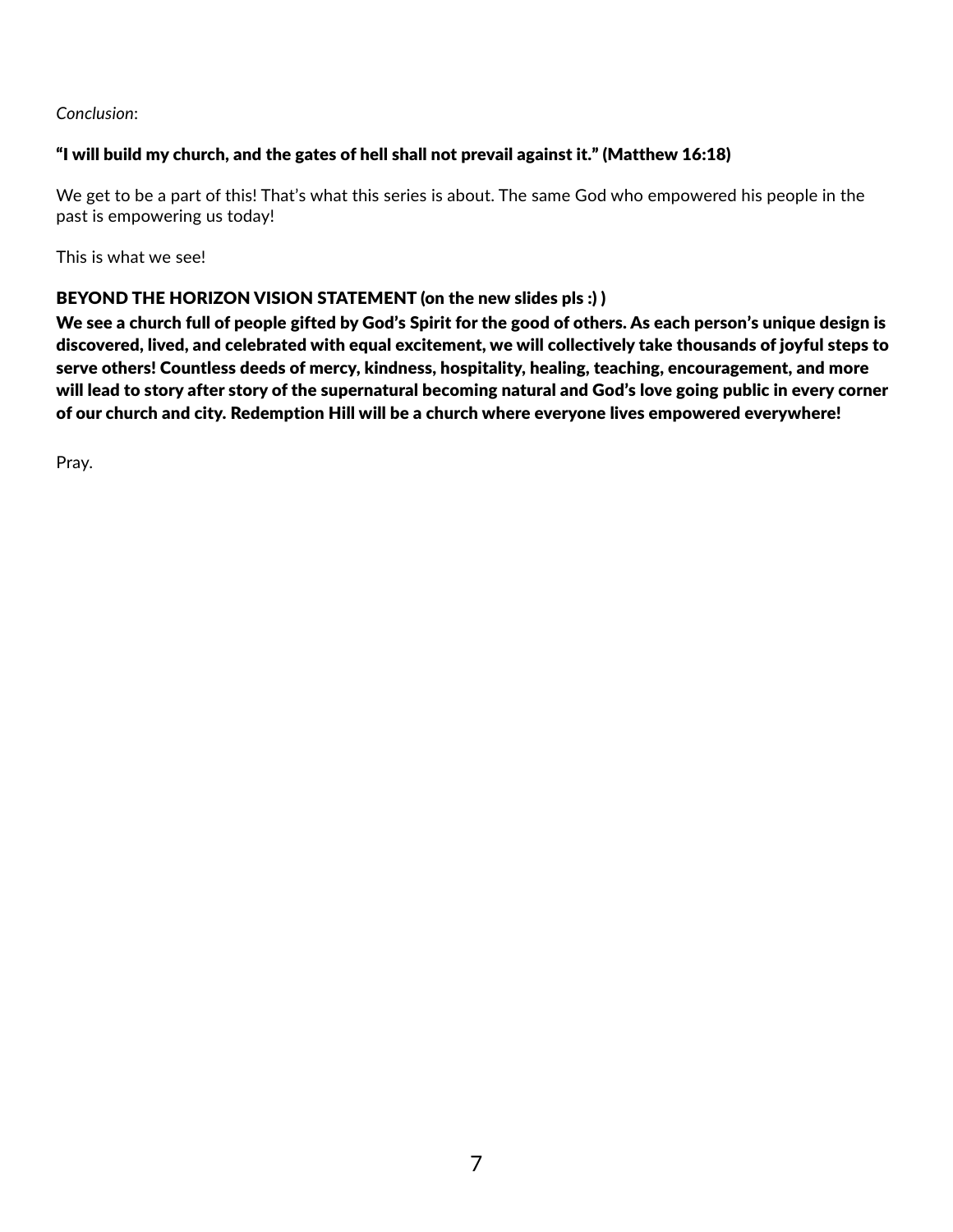*Conclusion*:

**"I will build my church, and the gates of hell shall not prevail against it." (Matthew 16:18)**

We get to be a part of this! That's what this series is about. The same God who empowered his people in the past is empowering us today!

This is what we see!

**BEYOND THE HORIZON VISION STATEMENT (on the new slides pls :) )**

**We see a church full of people gifted by God's Spirit for the good of others. As each person's unique design is discovered, lived, and celebrated with equal excitement, we will collectively take thousands of joyful steps to serve others! Countless deeds of mercy, kindness, hospitality, healing, teaching, encouragement, and more will lead to story after story of the supernatural becoming natural and God's love going public in every corner of our church and city. Redemption Hill will be a church where everyone lives empowered everywhere!**

Pray.